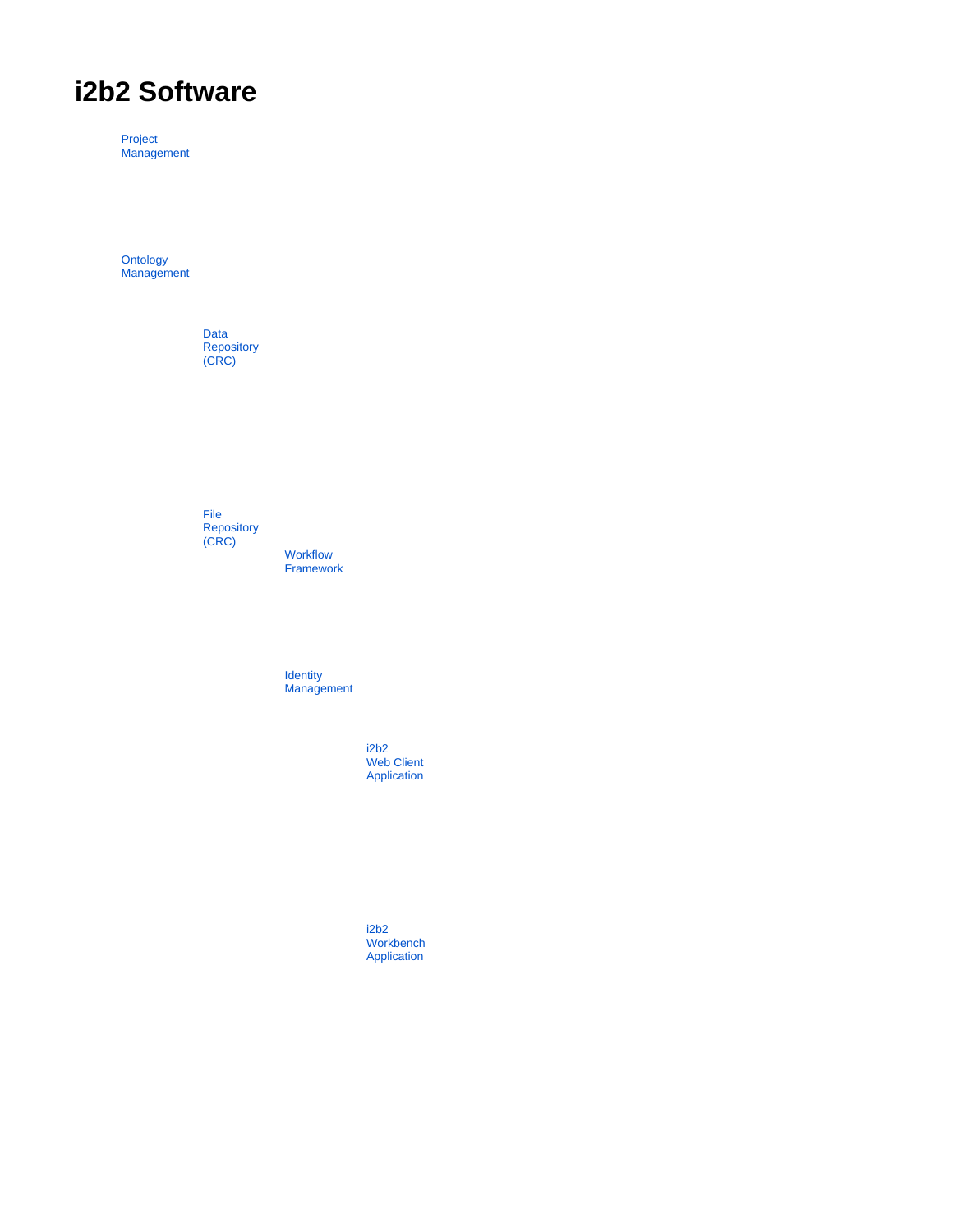# i2b2 Software

Project Management

Ontology Management

Data Repository (CRC)

File Repository (CRC)

Workflow Framework

Identity Management

i2b2 Web Client Application

i2b2 Workbench Application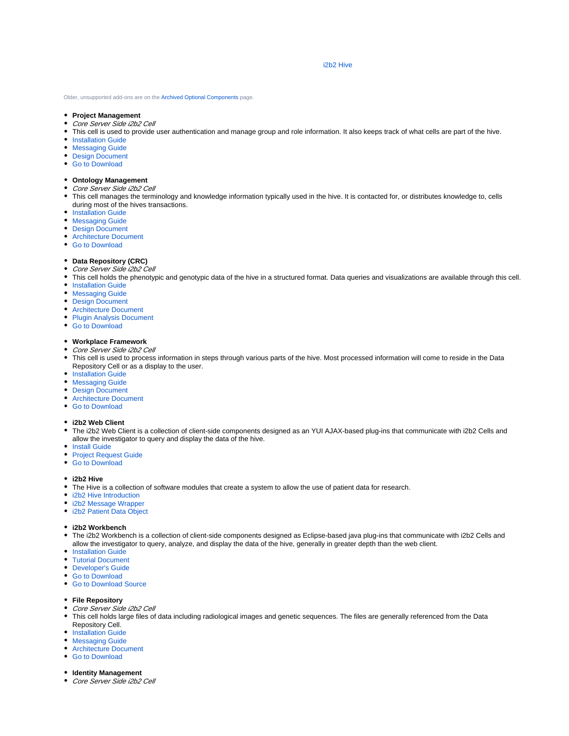i2b2 Hive

Older, unsupported add-ons are on the Archived Optional Components page.

- **Project Management**
- *Core Server Side i2b2 Cell*
- This cell is used to provide user authentication and manage group and role information. It also keeps track of what cells are part of the hive.
- Installation Guide
- Messaging Guide
- Design Document
- Go to Download

- **Ontology Management**
- *Core Server Side i2b2 Cell*
- This cell manages the terminology and knowledge information typically used in the hive. It is contacted for, or distributes knowledge to, cells during most of the hives transactions.
- Installation Guide
- Messaging Guide
- Design Document
- Architecture Document
- Go to Download

- **Data Repository (CRC)**
- *Core Server Side i2b2 Cell*
- This cell holds the phenotypic and genotypic data of the hive in a structured format. Data queries and visualizations are available through this cell.
- Installation Guide
- Messaging Guide
- Design Document
- Architecture Document
- Plugin Analysis Document
- Go to Download

- **Workplace Framework**
- *Core Server Side i2b2 Cell*
- This cell is used to process information in steps through various parts of the hive. Most processed information will come to reside in the Data Repository Cell or as a display to the user.
- Installation Guide
- Messaging Guide
- Design Document
- Architecture Document
- Go to Download

- **i2b2 Web Client**
- The i2b2 Web Client is a collection of client-side components designed as an YUI AJAX-based plug-ins that communicate with i2b2 Cells and allow the investigator to query and display the data of the hive.
- Install Guide
- Project Request Guide
- Go to Download

- **i2b2 Hive**
- The Hive is a collection of software modules that create a system to allow the use of patient data for research.
- i2b2 Hive Introduction
- i2b2 Message Wrapper
- i2b2 Patient Data Object

- **i2b2 Workbench**
- The i2b2 Workbench is a collection of client-side components designed as Eclipse-based java plug-ins that communicate with i2b2 Cells and allow the investigator to query, analyze, and display the data of the hive, generally in greater depth than the web client.
- Installation Guide
- Tutorial Document
- Developer's Guide
- Go to Download
- Go to Download Source

- **File Repository**
- *Core Server Side i2b2 Cell*
- This cell holds large files of data including radiological images and genetic sequences. The files are generally referenced from the Data Repository Cell.
- Installation Guide
- Messaging Guide
- Architecture Document
- Go to Download

- **Identity Management**
- *Core Server Side i2b2 Cell*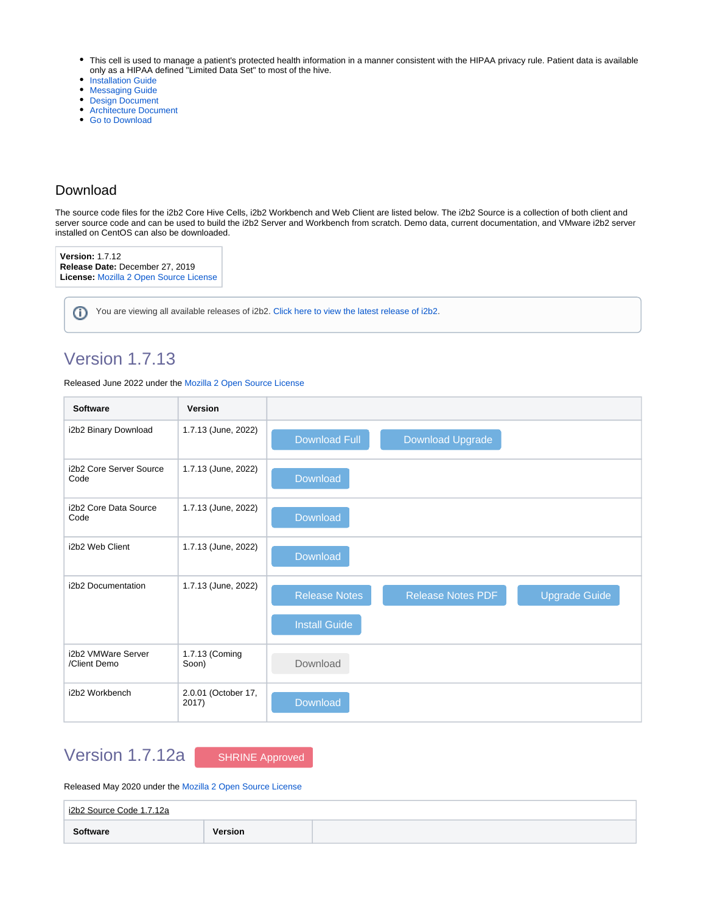- This cell is used to manage a patient's protected health information in a manner consistent with the HIPAA privacy rule. Patient data is available only as a HIPAA defined "Limited Data Set" to most of the hive.
- Installation Guide
- Messaging Guide
- Design Document
- Architecture Document
- Go to Download

## Download

The source code files for the i2b2 Core Hive Cells, i2b2 Workbench and Web Client are listed below. The i2b2 Source is a collection of both client and server source code and can be used to build the i2b2 Server and Workbench from scratch. Demo data, current documentation, and VMware i2b2 server installed on CentOS can also be downloaded.

**Version:** 1.7.12
**Release Date:** December 27, 2019
**License:** Mozilla 2 Open Source License

You are viewing all available releases of i2b2. Click here to view the latest release of i2b2.

## Version 1.7.13

Released June 2022 under the Mozilla 2 Open Source License

| Software | Version | |
|---|---|---|
| i2b2 Binary Download | 1.7.13 (June, 2022) | Download Full  Download Upgrade |
| i2b2 Core Server Source Code | 1.7.13 (June, 2022) | Download |
| i2b2 Core Data Source Code | 1.7.13 (June, 2022) | Download |
| i2b2 Web Client | 1.7.13 (June, 2022) | Download |
| i2b2 Documentation | 1.7.13 (June, 2022) | Release Notes  Release Notes PDF  Upgrade Guide  Install Guide |
| i2b2 VMWare Server /Client Demo | 1.7.13 (Coming Soon) | Download |
| i2b2 Workbench | 2.0.01 (October 17, 2017) | Download |

## Version 1.7.12a SHRINE Approved

Released May 2020 under the Mozilla 2 Open Source License

| i2b2 Source Code 1.7.12a | | |
|---|---|---|
| **Software** | **Version** | |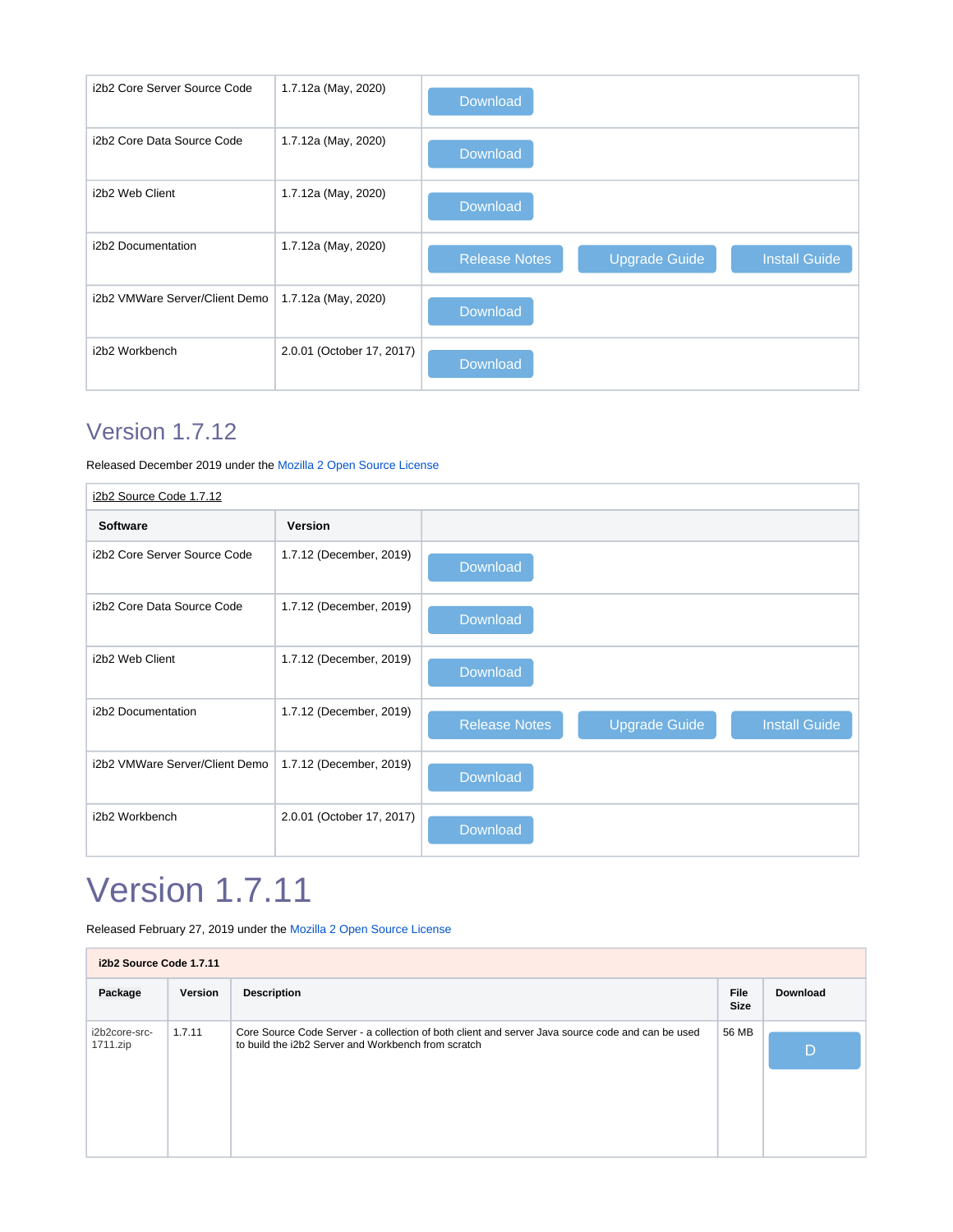| | | |
|---|---|---|
| i2b2 Core Server Source Code | 1.7.12a (May, 2020) | Download |
| i2b2 Core Data Source Code | 1.7.12a (May, 2020) | Download |
| i2b2 Web Client | 1.7.12a (May, 2020) | Download |
| i2b2 Documentation | 1.7.12a (May, 2020) | Release Notes Upgrade Guide Install Guide |
| i2b2 VMWare Server/Client Demo | 1.7.12a (May, 2020) | Download |
| i2b2 Workbench | 2.0.01 (October 17, 2017) | Download |

## Version 1.7.12

Released December 2019 under the Mozilla 2 Open Source License

| i2b2 Source Code 1.7.12 | | |
|---|---|---|
| **Software** | **Version** | |
| i2b2 Core Server Source Code | 1.7.12 (December, 2019) | Download |
| i2b2 Core Data Source Code | 1.7.12 (December, 2019) | Download |
| i2b2 Web Client | 1.7.12 (December, 2019) | Download |
| i2b2 Documentation | 1.7.12 (December, 2019) | Release Notes Upgrade Guide Install Guide |
| i2b2 VMWare Server/Client Demo | 1.7.12 (December, 2019) | Download |
| i2b2 Workbench | 2.0.01 (October 17, 2017) | Download |

# Version 1.7.11

Released February 27, 2019 under the Mozilla 2 Open Source License

| i2b2 Source Code 1.7.11 | | | | |
|---|---|---|---|---|
| **Package** | **Version** | **Description** | **File Size** | **Download** |
| i2b2core-src-1711.zip | 1.7.11 | Core Source Code Server - a collection of both client and server Java source code and can be used to build the i2b2 Server and Workbench from scratch | 56 MB | D |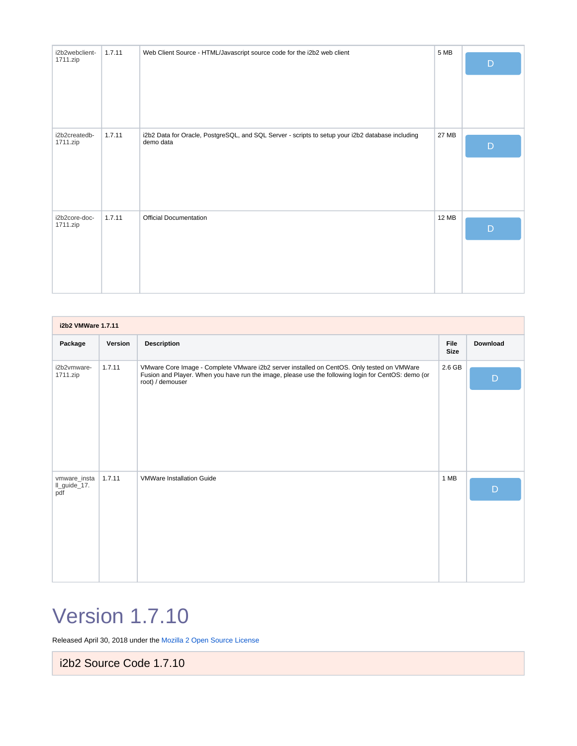| | | | | |
|---|---|---|---|---|
| i2b2webclient-1711.zip | 1.7.11 | Web Client Source - HTML/Javascript source code for the i2b2 web client | 5 MB | D |
| i2b2createdb-1711.zip | 1.7.11 | i2b2 Data for Oracle, PostgreSQL, and SQL Server - scripts to setup your i2b2 database including demo data | 27 MB | D |
| i2b2core-doc-1711.zip | 1.7.11 | Official Documentation | 12 MB | D |

| **i2b2 VMWare 1.7.11** | | | | |
|---|---|---|---|---|
| **Package** | **Version** | **Description** | **File Size** | **Download** |
| i2b2vmware-1711.zip | 1.7.11 | VMware Core Image - Complete VMware i2b2 server installed on CentOS. Only tested on VMWare Fusion and Player. When you have run the image, please use the following login for CentOS: demo (or root) / demouser | 2.6 GB | D |
| vmware_install_guide_17.pdf | 1.7.11 | VMWare Installation Guide | 1 MB | D |

# Version 1.7.10

Released April 30, 2018 under the Mozilla 2 Open Source License

## i2b2 Source Code 1.7.10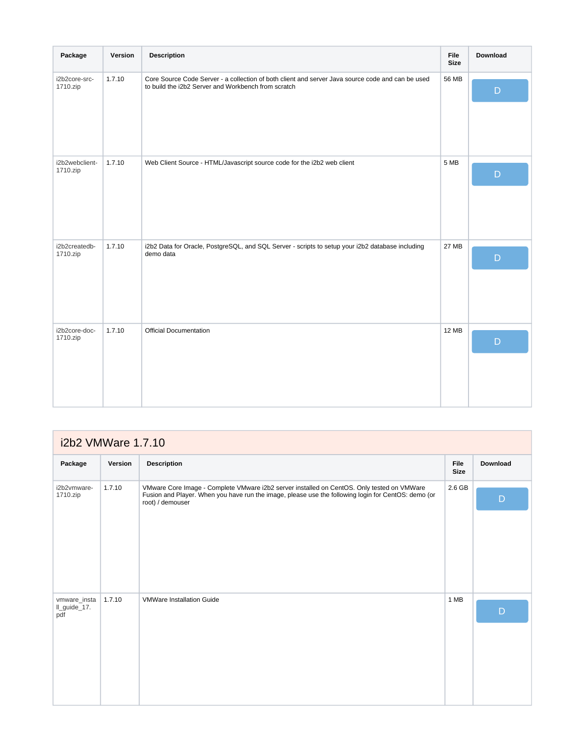| Package | Version | Description | File Size | Download |
| --- | --- | --- | --- | --- |
| i2b2core-src-1710.zip | 1.7.10 | Core Source Code Server - a collection of both client and server Java source code and can be used to build the i2b2 Server and Workbench from scratch | 56 MB | D |
| i2b2webclient-1710.zip | 1.7.10 | Web Client Source - HTML/Javascript source code for the i2b2 web client | 5 MB | D |
| i2b2createdb-1710.zip | 1.7.10 | i2b2 Data for Oracle, PostgreSQL, and SQL Server - scripts to setup your i2b2 database including demo data | 27 MB | D |
| i2b2core-doc-1710.zip | 1.7.10 | Official Documentation | 12 MB | D |

## i2b2 VMWare 1.7.10

| Package | Version | Description | File Size | Download |
| --- | --- | --- | --- | --- |
| i2b2vmware-1710.zip | 1.7.10 | VMware Core Image - Complete VMware i2b2 server installed on CentOS. Only tested on VMWare Fusion and Player. When you have run the image, please use the following login for CentOS: demo (or root) / demouser | 2.6 GB | D |
| vmware_install_guide_17.pdf | 1.7.10 | VMWare Installation Guide | 1 MB | D |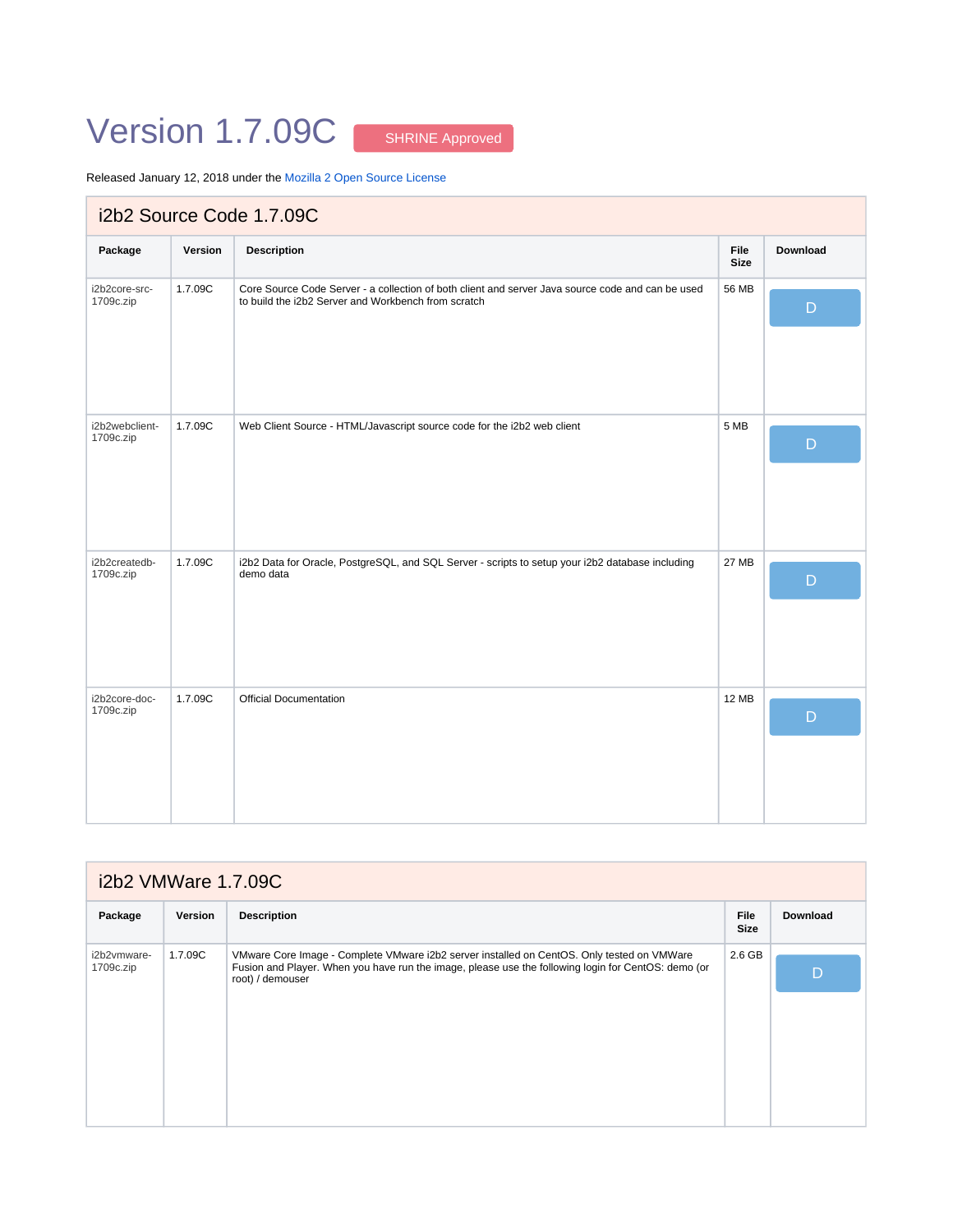# Version 1.7.09C

SHRINE Approved

Released January 12, 2018 under the Mozilla 2 Open Source License

## i2b2 Source Code 1.7.09C

| Package | Version | Description | File Size | Download |
|---|---|---|---|---|
| i2b2core-src-1709c.zip | 1.7.09C | Core Source Code Server - a collection of both client and server Java source code and can be used to build the i2b2 Server and Workbench from scratch | 56 MB | D |
| i2b2webclient-1709c.zip | 1.7.09C | Web Client Source - HTML/Javascript source code for the i2b2 web client | 5 MB | D |
| i2b2createdb-1709c.zip | 1.7.09C | i2b2 Data for Oracle, PostgreSQL, and SQL Server - scripts to setup your i2b2 database including demo data | 27 MB | D |
| i2b2core-doc-1709c.zip | 1.7.09C | Official Documentation | 12 MB | D |

## i2b2 VMWare 1.7.09C

| Package | Version | Description | File Size | Download |
|---|---|---|---|---|
| i2b2vmware-1709c.zip | 1.7.09C | VMware Core Image - Complete VMware i2b2 server installed on CentOS. Only tested on VMWare Fusion and Player. When you have run the image, please use the following login for CentOS: demo (or root) / demouser | 2.6 GB | D |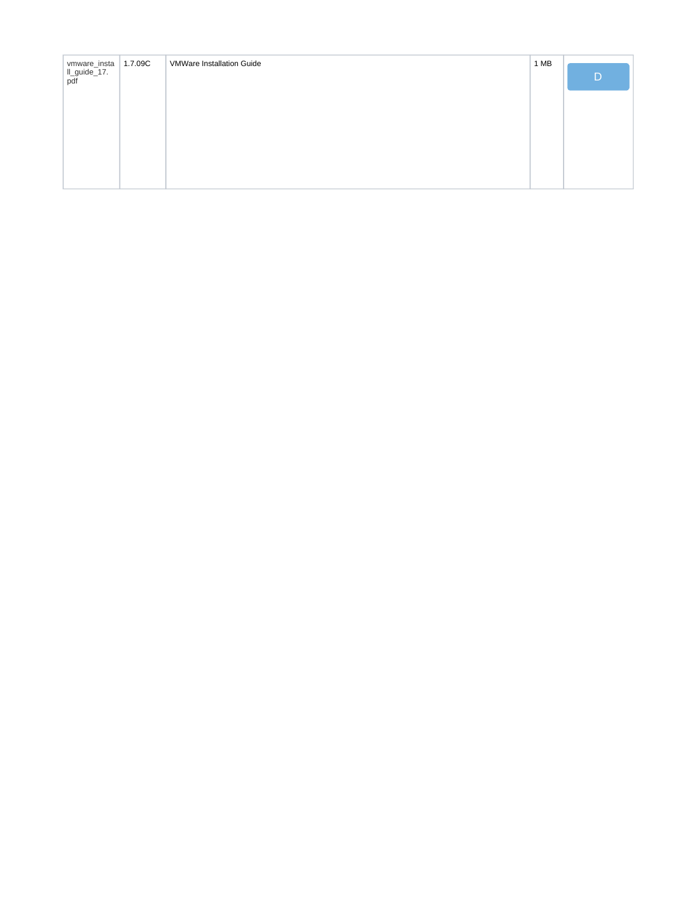| | | | | |
|---|---|---|---|---|
| vmware_install_guide_17.pdf | 1.7.09C | VMWare Installation Guide | 1 MB | D |